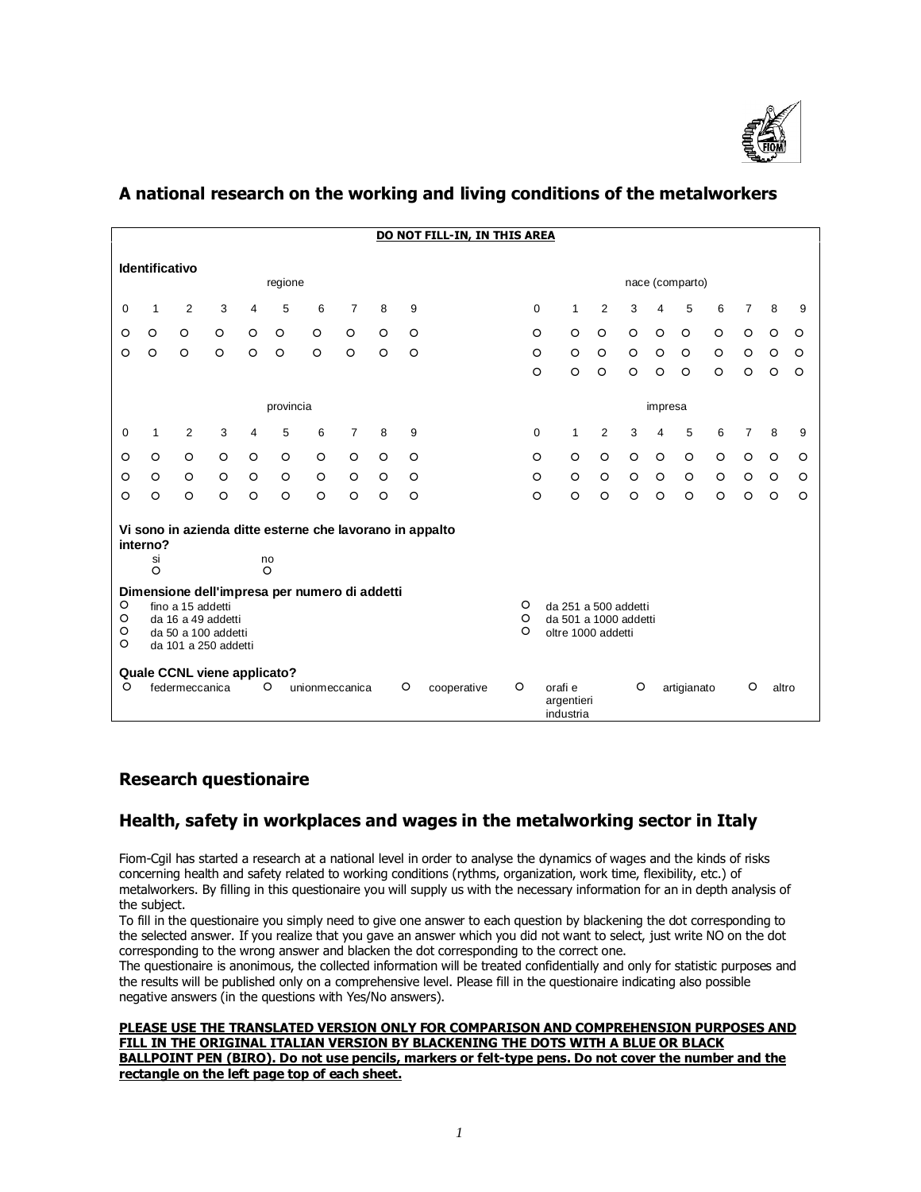## A national research on the working and living conditions of the metalworkers

**DO NOT FILL-IN, IN THIS AREA**

**Identificativo**

regione

| 0 | 1 | 2 | 3 | 4 | 5 | 6 | 7 | 8 | 9 |
|---|---|---|---|---|---|---|---|---|---|
| O | O | O | O | O | O | O | O | O | O |
| O | O | O | O | O | O | O | O | O | O |

nace (comparto)

| 0 | 1 | 2 | 3 | 4 | 5 | 6 | 7 | 8 | 9 |
|---|---|---|---|---|---|---|---|---|---|
| O | O | O | O | O | O | O | O | O | O |
| O | O | O | O | O | O | O | O | O | O |
| O | O | O | O | O | O | O | O | O | O |

provincia

| 0 | 1 | 2 | 3 | 4 | 5 | 6 | 7 | 8 | 9 |
|---|---|---|---|---|---|---|---|---|---|
| O | O | O | O | O | O | O | O | O | O |
| O | O | O | O | O | O | O | O | O | O |
| O | O | O | O | O | O | O | O | O | O |

impresa

| 0 | 1 | 2 | 3 | 4 | 5 | 6 | 7 | 8 | 9 |
|---|---|---|---|---|---|---|---|---|---|
| O | O | O | O | O | O | O | O | O | O |
| O | O | O | O | O | O | O | O | O | O |
| O | O | O | O | O | O | O | O | O | O |

**Vi sono in azienda ditte esterne che lavorano in appalto interno?**

O si O no

**Dimensione dell'impresa per numero di addetti**

- O fino a 15 addetti
- O da 16 a 49 addetti
- O da 50 a 100 addetti
- O da 101 a 250 addetti
- O da 251 a 500 addetti
- O da 501 a 1000 addetti
- O oltre 1000 addetti

**Quale CCNL viene applicato?**

O federmeccanica O unionmeccanica O cooperative O orafi e argentieri industria O artigianato O altro

## Research questionaire

## Health, safety in workplaces and wages in the metalworking sector in Italy

Fiom-Cgil has started a research at a national level in order to analyse the dynamics of wages and the kinds of risks concerning health and safety related to working conditions (rythms, organization, work time, flexibility, etc.) of metalworkers. By filling in this questionaire you will supply us with the necessary information for an in depth analysis of the subject.

To fill in the questionaire you simply need to give one answer to each question by blackening the dot corresponding to the selected answer. If you realize that you gave an answer which you did not want to select, just write NO on the dot corresponding to the wrong answer and blacken the dot corresponding to the correct one.

The questionaire is anonimous, the collected information will be treated confidentially and only for statistic purposes and the results will be published only on a comprehensive level. Please fill in the questionaire indicating also possible negative answers (in the questions with Yes/No answers).

**PLEASE USE THE TRANSLATED VERSION ONLY FOR COMPARISON AND COMPREHENSION PURPOSES AND FILL IN THE ORIGINAL ITALIAN VERSION BY BLACKENING THE DOTS WITH A BLUE OR BLACK BALLPOINT PEN (BIRO). Do not use pencils, markers or felt-type pens. Do not cover the number and the rectangle on the left page top of each sheet.**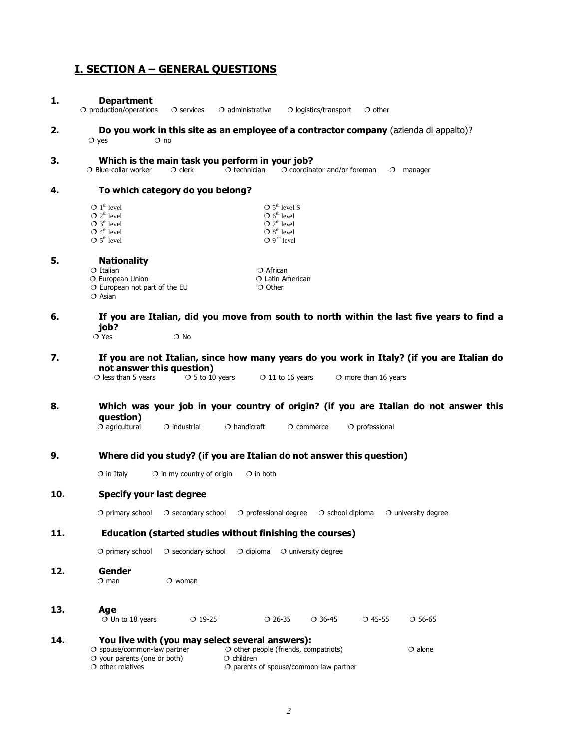## I. SECTION A – GENERAL QUESTIONS

**1. Department**

❍ production/operations ❍ services ❍ administrative ❍ logistics/transport ❍ other

**2. Do you work in this site as an employee of a contractor company** (azienda di appalto)?

❍ yes ❍ no

**3. Which is the main task you perform in your job?**

❍ Blue-collar worker ❍ clerk ❍ technician ❍ coordinator and/or foreman ❍ manager

**4. To which category do you belong?**

❍ 1th level
❍ 2th level
❍ 3th level
❍ 4th level
❍ 5th level
❍ 5th level S
❍ 6th level
❍ 7th level
❍ 8th level
❍ 9th level

**5. Nationality**

❍ Italian
❍ European Union
❍ European not part of the EU
❍ Asian
❍ African
❍ Latin American
❍ Other

**6. If you are Italian, did you move from south to north within the last five years to find a job?**

❍ Yes ❍ No

**7. If you are not Italian, since how many years do you work in Italy? (if you are Italian do not answer this question)**

❍ less than 5 years ❍ 5 to 10 years ❍ 11 to 16 years ❍ more than 16 years

**8. Which was your job in your country of origin? (if you are Italian do not answer this question)**

❍ agricultural ❍ industrial ❍ handicraft ❍ commerce ❍ professional

**9. Where did you study? (if you are Italian do not answer this question)**

❍ in Italy ❍ in my country of origin ❍ in both

**10. Specify your last degree**

❍ primary school ❍ secondary school ❍ professional degree ❍ school diploma ❍ university degree

**11. Education (started studies without finishing the courses)**

❍ primary school ❍ secondary school ❍ diploma ❍ university degree

**12. Gender**

❍ man ❍ woman

**13. Age**

❍ Un to 18 years ❍ 19-25 ❍ 26-35 ❍ 36-45 ❍ 45-55 ❍ 56-65

**14. You live with (you may select several answers):**

❍ spouse/common-law partner
❍ your parents (one or both)
❍ other relatives
❍ other people (friends, compatriots)
❍ children
❍ parents of spouse/common-law partner
❍ alone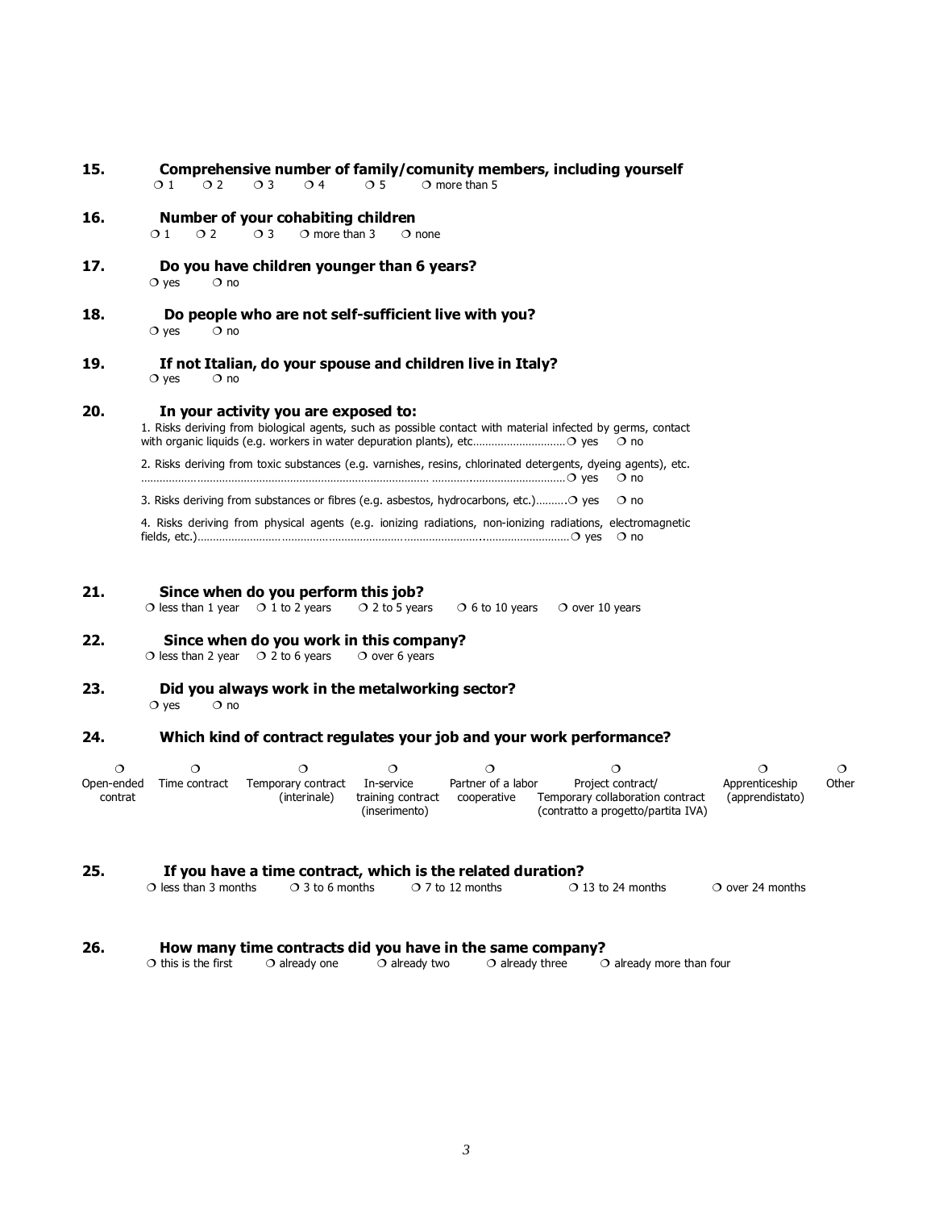**15. Comprehensive number of family/comunity members, including yourself**

❍ 1 ❍ 2 ❍ 3 ❍ 4 ❍ 5 ❍ more than 5

**16. Number of your cohabiting children**

❍ 1 ❍ 2 ❍ 3 ❍ more than 3 ❍ none

**17. Do you have children younger than 6 years?**

❍ yes ❍ no

**18. Do people who are not self-sufficient live with you?**

❍ yes ❍ no

**19. If not Italian, do your spouse and children live in Italy?**

❍ yes ❍ no

**20. In your activity you are exposed to:**

1. Risks deriving from biological agents, such as possible contact with material infected by germs, contact with organic liquids (e.g. workers in water depuration plants), etc……………………… ❍ yes ❍ no
2. Risks deriving from toxic substances (e.g. varnishes, resins, chlorinated detergents, dyeing agents), etc. ……………………………………………………………………………………………… ❍ yes ❍ no
3. Risks deriving from substances or fibres (e.g. asbestos, hydrocarbons, etc.)………. ❍ yes ❍ no
4. Risks deriving from physical agents (e.g. ionizing radiations, non-ionizing radiations, electromagnetic fields, etc.)……………………………………………………………………………… ❍ yes ❍ no

**21. Since when do you perform this job?**

❍ less than 1 year ❍ 1 to 2 years ❍ 2 to 5 years ❍ 6 to 10 years ❍ over 10 years

**22. Since when do you work in this company?**

❍ less than 2 year ❍ 2 to 6 years ❍ over 6 years

**23. Did you always work in the metalworking sector?**

❍ yes ❍ no

**24. Which kind of contract regulates your job and your work performance?**

| ❍ | ❍ | ❍ | ❍ | ❍ | ❍ | ❍ | ❍ |
|---|---|---|---|---|---|---|---|
| Open-ended contrat | Time contract | Temporary contract (interinale) | In-service training contract (inserimento) | Partner of a labor cooperative | Project contract/ Temporary collaboration contract (contratto a progetto/partita IVA) | Apprenticeship (apprendistato) | Other |

**25. If you have a time contract, which is the related duration?**

❍ less than 3 months ❍ 3 to 6 months ❍ 7 to 12 months ❍ 13 to 24 months ❍ over 24 months

**26. How many time contracts did you have in the same company?**

❍ this is the first ❍ already one ❍ already two ❍ already three ❍ already more than four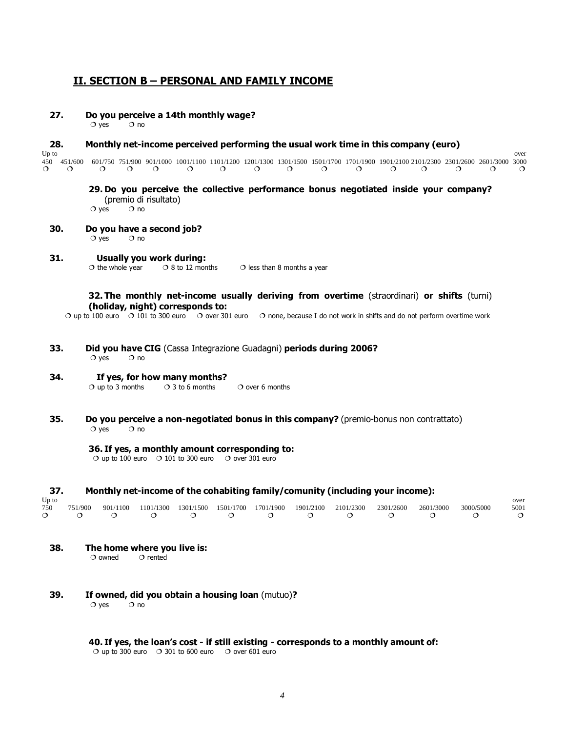## II. SECTION B – PERSONAL AND FAMILY INCOME

**27. Do you perceive a 14th monthly wage?**

❍ yes ❍ no

**28. Monthly net-income perceived performing the usual work time in this company (euro)**

| Up to 450 | 451/600 | 601/750 | 751/900 | 901/1000 | 1001/1100 | 1101/1200 | 1201/1300 | 1301/1500 | 1501/1700 | 1701/1900 | 1901/2100 | 2101/2300 | 2301/2600 | 2601/3000 | over 3000 |
|---|---|---|---|---|---|---|---|---|---|---|---|---|---|---|---|
| ❍ | ❍ | ❍ | ❍ | ❍ | ❍ | ❍ | ❍ | ❍ | ❍ | ❍ | ❍ | ❍ | ❍ | ❍ | ❍ |

**29. Do you perceive the collective performance bonus negotiated inside your company?** (premio di risultato)

❍ yes ❍ no

**30. Do you have a second job?**

❍ yes ❍ no

**31. Usually you work during:**

❍ the whole year ❍ 8 to 12 months ❍ less than 8 months a year

**32. The monthly net-income usually deriving from overtime** (straordinari) **or shifts** (turni) **(holiday, night) corresponds to:**

❍ up to 100 euro ❍ 101 to 300 euro ❍ over 301 euro ❍ none, because I do not work in shifts and do not perform overtime work

**33. Did you have CIG** (Cassa Integrazione Guadagni) **periods during 2006?**

❍ yes ❍ no

**34. If yes, for how many months?**

❍ up to 3 months ❍ 3 to 6 months ❍ over 6 months

**35. Do you perceive a non-negotiated bonus in this company?** (premio-bonus non contrattato)

❍ yes ❍ no

**36. If yes, a monthly amount corresponding to:**

❍ up to 100 euro ❍ 101 to 300 euro ❍ over 301 euro

**37. Monthly net-income of the cohabiting family/comunity (including your income):**

| Up to 750 | 751/900 | 901/1100 | 1101/1300 | 1301/1500 | 1501/1700 | 1701/1900 | 1901/2100 | 2101/2300 | 2301/2600 | 2601/3000 | 3000/5000 | over 5001 |
|---|---|---|---|---|---|---|---|---|---|---|---|---|
| ❍ | ❍ | ❍ | ❍ | ❍ | ❍ | ❍ | ❍ | ❍ | ❍ | ❍ | ❍ | ❍ |

**38. The home where you live is:**

❍ owned ❍ rented

**39. If owned, did you obtain a housing loan** (mutuo)**?**

❍ yes ❍ no

**40. If yes, the loan's cost - if still existing - corresponds to a monthly amount of:**

❍ up to 300 euro ❍ 301 to 600 euro ❍ over 601 euro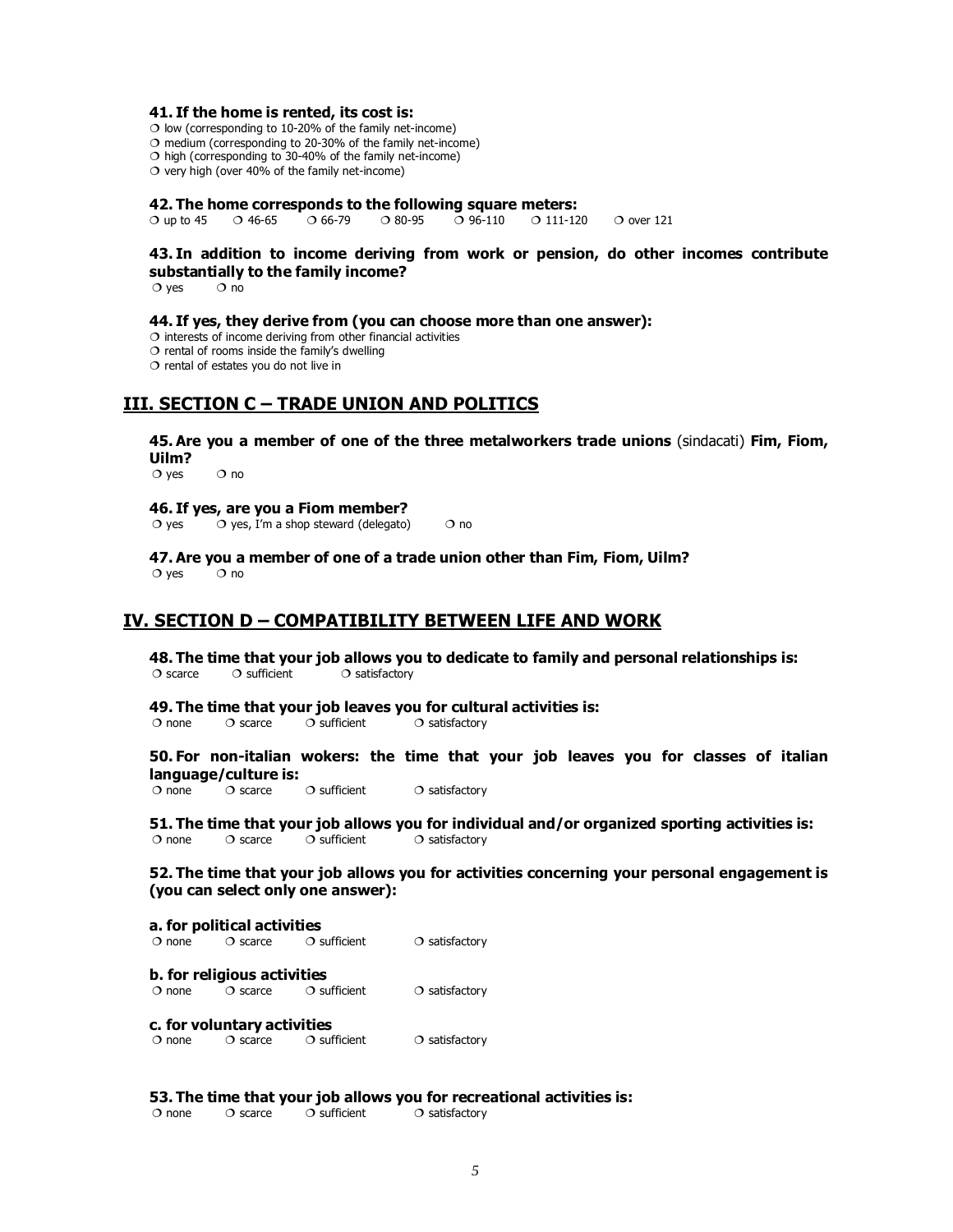**41. If the home is rented, its cost is:**

❍ low (corresponding to 10-20% of the family net-income)
❍ medium (corresponding to 20-30% of the family net-income)
❍ high (corresponding to 30-40% of the family net-income)
❍ very high (over 40% of the family net-income)

**42. The home corresponds to the following square meters:**

❍ up to 45 ❍ 46-65 ❍ 66-79 ❍ 80-95 ❍ 96-110 ❍ 111-120 ❍ over 121

**43. In addition to income deriving from work or pension, do other incomes contribute substantially to the family income?**

❍ yes ❍ no

**44. If yes, they derive from (you can choose more than one answer):**

❍ interests of income deriving from other financial activities
❍ rental of rooms inside the family's dwelling
❍ rental of estates you do not live in

## III. SECTION C – TRADE UNION AND POLITICS

**45. Are you a member of one of the three metalworkers trade unions** (sindacati) **Fim, Fiom, Uilm?**

❍ yes ❍ no

**46. If yes, are you a Fiom member?**

❍ yes ❍ yes, I'm a shop steward (delegato) ❍ no

**47. Are you a member of one of a trade union other than Fim, Fiom, Uilm?**

❍ yes ❍ no

## IV. SECTION D – COMPATIBILITY BETWEEN LIFE AND WORK

**48. The time that your job allows you to dedicate to family and personal relationships is:**

❍ scarce ❍ sufficient ❍ satisfactory

**49. The time that your job leaves you for cultural activities is:**

❍ none ❍ scarce ❍ sufficient ❍ satisfactory

**50. For non-italian wokers: the time that your job leaves you for classes of italian language/culture is:**

❍ none ❍ scarce ❍ sufficient ❍ satisfactory

**51. The time that your job allows you for individual and/or organized sporting activities is:**

❍ none ❍ scarce ❍ sufficient ❍ satisfactory

**52. The time that your job allows you for activities concerning your personal engagement is (you can select only one answer):**

**a. for political activities**

❍ none ❍ scarce ❍ sufficient ❍ satisfactory

**b. for religious activities**

❍ none ❍ scarce ❍ sufficient ❍ satisfactory

**c. for voluntary activities**

❍ none ❍ scarce ❍ sufficient ❍ satisfactory

**53. The time that your job allows you for recreational activities is:**

❍ none ❍ scarce ❍ sufficient ❍ satisfactory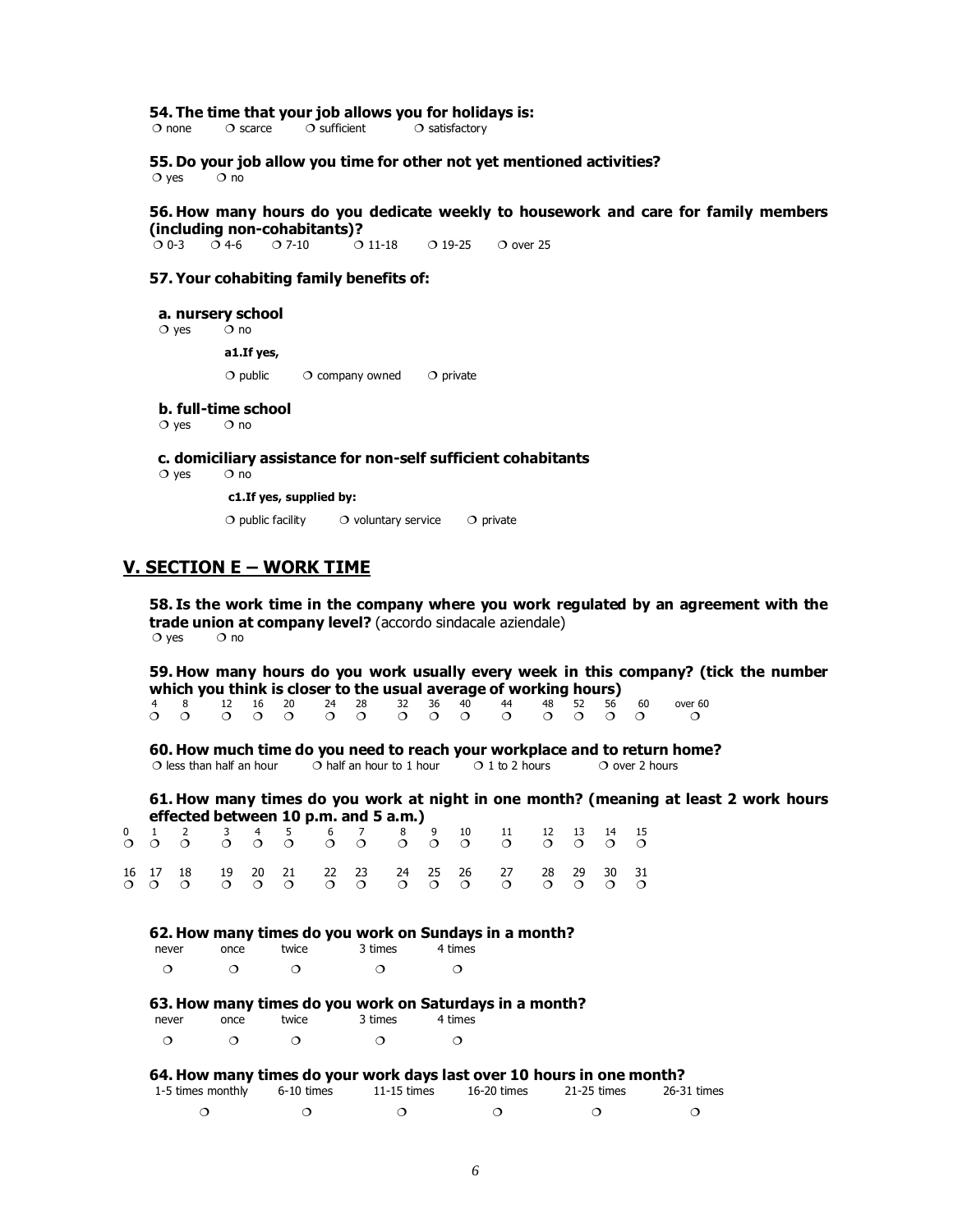**54. The time that your job allows you for holidays is:**

❍ none ❍ scarce ❍ sufficient ❍ satisfactory

**55. Do your job allow you time for other not yet mentioned activities?**

❍ yes ❍ no

**56. How many hours do you dedicate weekly to housework and care for family members (including non-cohabitants)?**

❍ 0-3 ❍ 4-6 ❍ 7-10 ❍ 11-18 ❍ 19-25 ❍ over 25

**57. Your cohabiting family benefits of:**

**a. nursery school**

❍ yes ❍ no

**a1. If yes,**

❍ public ❍ company owned ❍ private

**b. full-time school**

❍ yes ❍ no

**c. domiciliary assistance for non-self sufficient cohabitants**

❍ yes ❍ no

**c1. If yes, supplied by:**

❍ public facility ❍ voluntary service ❍ private

## V. SECTION E – WORK TIME

**58. Is the work time in the company where you work regulated by an agreement with the trade union at company level?** (accordo sindacale aziendale)

❍ yes ❍ no

**59. How many hours do you work usually every week in this company? (tick the number which you think is closer to the usual average of working hours)**

| 4 | 8 | 12 | 16 | 20 | 24 | 28 | 32 | 36 | 40 | 44 | 48 | 52 | 56 | 60 | over 60 |
|---|---|---|---|---|---|---|---|---|---|---|---|---|---|---|---|
| ❍ | ❍ | ❍ | ❍ | ❍ | ❍ | ❍ | ❍ | ❍ | ❍ | ❍ | ❍ | ❍ | ❍ | ❍ | ❍ |

**60. How much time do you need to reach your workplace and to return home?**

❍ less than half an hour ❍ half an hour to 1 hour ❍ 1 to 2 hours ❍ over 2 hours

**61. How many times do you work at night in one month? (meaning at least 2 work hours effected between 10 p.m. and 5 a.m.)**

| 0 | 1 | 2 | 3 | 4 | 5 | 6 | 7 | 8 | 9 | 10 | 11 | 12 | 13 | 14 | 15 |
|---|---|---|---|---|---|---|---|---|---|---|---|---|---|---|---|
| ❍ | ❍ | ❍ | ❍ | ❍ | ❍ | ❍ | ❍ | ❍ | ❍ | ❍ | ❍ | ❍ | ❍ | ❍ | ❍ |
| 16 | 17 | 18 | 19 | 20 | 21 | 22 | 23 | 24 | 25 | 26 | 27 | 28 | 29 | 30 | 31 |
| ❍ | ❍ | ❍ | ❍ | ❍ | ❍ | ❍ | ❍ | ❍ | ❍ | ❍ | ❍ | ❍ | ❍ | ❍ | ❍ |

**62. How many times do you work on Sundays in a month?**

| never | once | twice | 3 times | 4 times |
|---|---|---|---|---|
| ❍ | ❍ | ❍ | ❍ | ❍ |

**63. How many times do you work on Saturdays in a month?**

| never | once | twice | 3 times | 4 times |
|---|---|---|---|---|
| ❍ | ❍ | ❍ | ❍ | ❍ |

**64. How many times do your work days last over 10 hours in one month?**

| 1-5 times monthly | 6-10 times | 11-15 times | 16-20 times | 21-25 times | 26-31 times |
|---|---|---|---|---|---|
| ❍ | ❍ | ❍ | ❍ | ❍ | ❍ |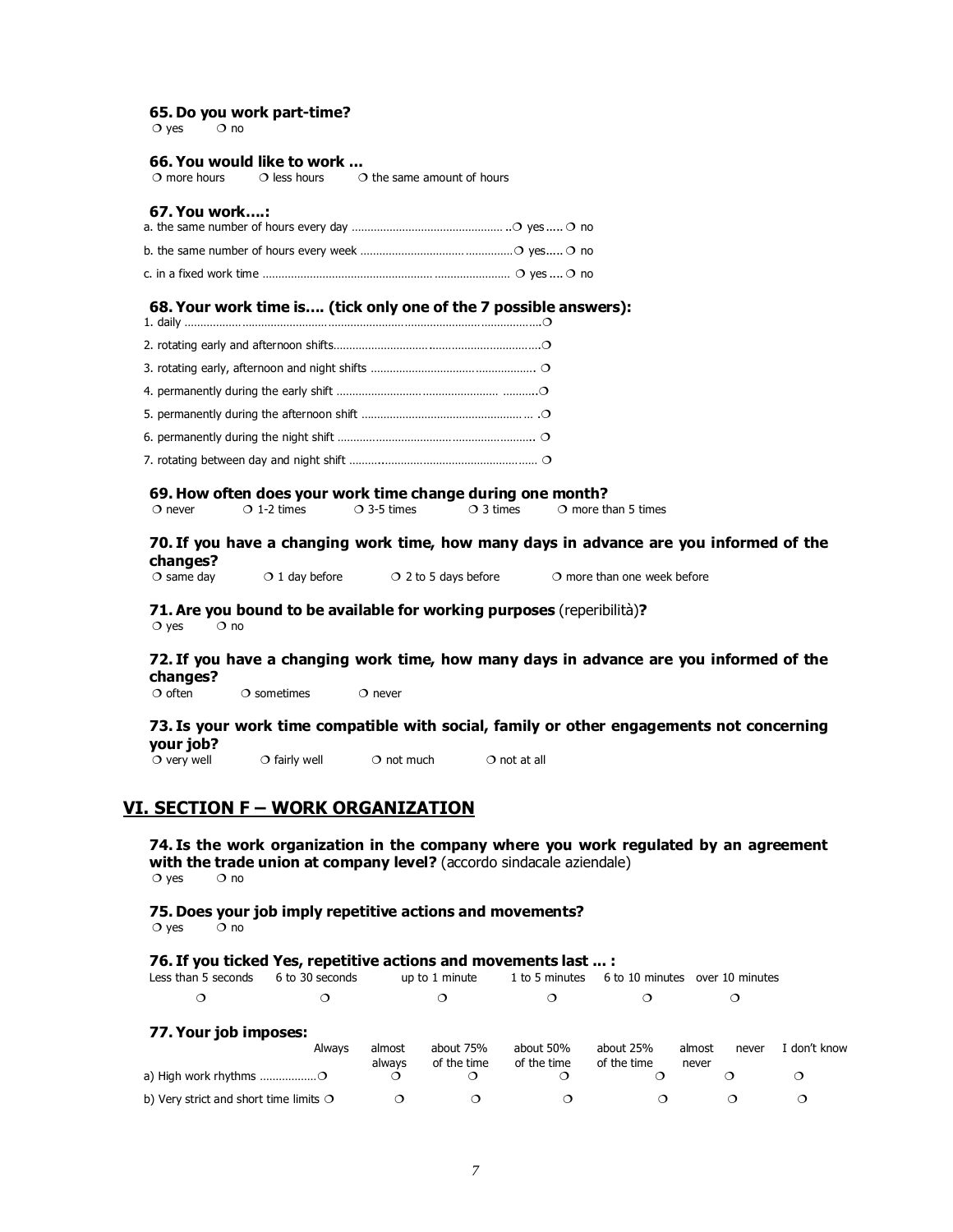**65. Do you work part-time?**

❍ yes ❍ no

**66. You would like to work …**

❍ more hours ❍ less hours ❍ the same amount of hours

**67. You work….:**

a. the same number of hours every day ……………………………………… ..❍ yes ..... ❍ no

b. the same number of hours every week …………………………………………❍ yes..... ❍ no

c. in a fixed work time ……………………………………………………………… ❍ yes .... ❍ no

**68. Your work time is…. (tick only one of the 7 possible answers):**

1. daily ………………………………………………………………………………❍
2. rotating early and afternoon shifts……………………………………………❍
3. rotating early, afternoon and night shifts …………………………………. ❍
4. permanently during the early shift ……………………………………………❍
5. permanently during the afternoon shift ……………………………………… .❍
6. permanently during the night shift ……………………………………………. ❍
7. rotating between day and night shift ………………………………………… ❍

**69. How often does your work time change during one month?**

❍ never ❍ 1-2 times ❍ 3-5 times ❍ 3 times ❍ more than 5 times

**70. If you have a changing work time, how many days in advance are you informed of the changes?**

❍ same day ❍ 1 day before ❍ 2 to 5 days before ❍ more than one week before

**71. Are you bound to be available for working purposes** (reperibilità)**?**

❍ yes ❍ no

**72. If you have a changing work time, how many days in advance are you informed of the changes?**

❍ often ❍ sometimes ❍ never

**73. Is your work time compatible with social, family or other engagements not concerning your job?**

❍ very well ❍ fairly well ❍ not much ❍ not at all

## VI. SECTION F – WORK ORGANIZATION

**74. Is the work organization in the company where you work regulated by an agreement with the trade union at company level?** (accordo sindacale aziendale)

❍ yes ❍ no

**75. Does your job imply repetitive actions and movements?**

❍ yes ❍ no

**76. If you ticked Yes, repetitive actions and movements last … :**

| Less than 5 seconds | 6 to 30 seconds | up to 1 minute | 1 to 5 minutes | 6 to 10 minutes | over 10 minutes |
|---|---|---|---|---|---|
| ❍ | ❍ | ❍ | ❍ | ❍ | ❍ |

**77. Your job imposes:**

| | Always | almost always | about 75% of the time | about 50% of the time | about 25% of the time | almost never | never | I don't know |
|---|---|---|---|---|---|---|---|---|
| a) High work rhythms | ❍ | ❍ | ❍ | ❍ | ❍ | ❍ | ❍ | |
| b) Very strict and short time limits | ❍ | ❍ | ❍ | ❍ | ❍ | ❍ | ❍ | |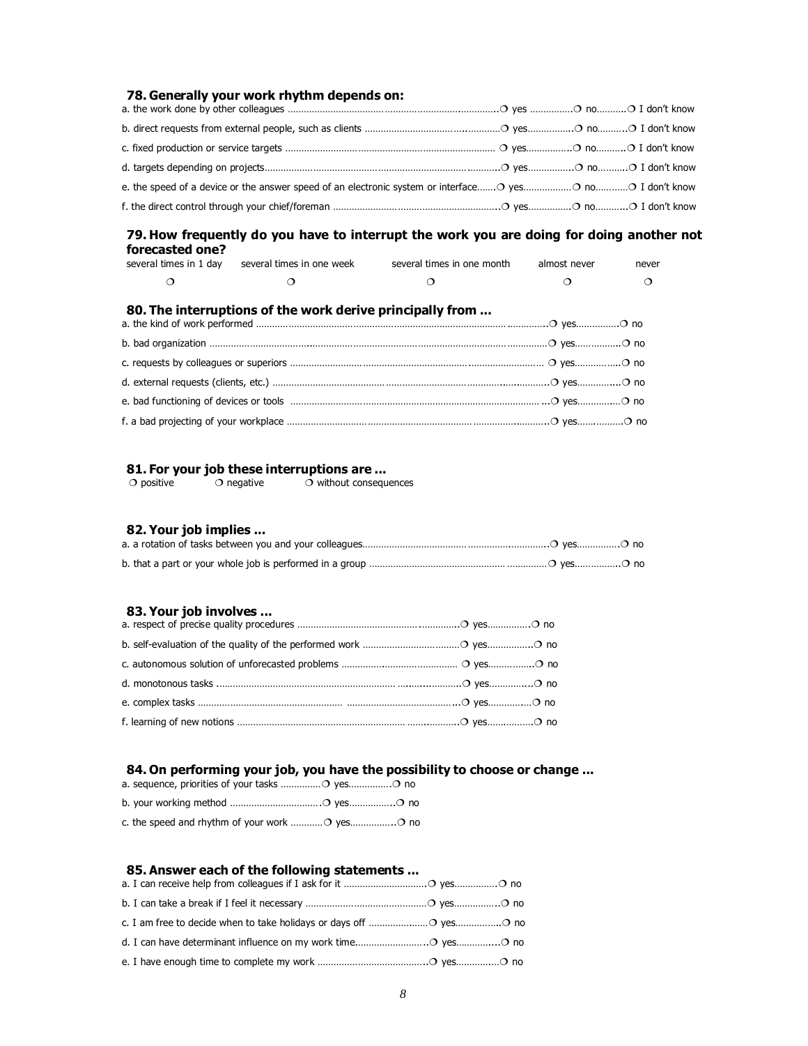### 78. Generally your work rhythm depends on:

a. the work done by other colleagues ❍ yes ❍ no ❍ I don't know

b. direct requests from external people, such as clients ❍ yes ❍ no ❍ I don't know

c. fixed production or service targets ❍ yes ❍ no ❍ I don't know

d. targets depending on projects ❍ yes ❍ no ❍ I don't know

e. the speed of a device or the answer speed of an electronic system or interface ❍ yes ❍ no ❍ I don't know

f. the direct control through your chief/foreman ❍ yes ❍ no ❍ I don't know

### 79. How frequently do you have to interrupt the work you are doing for doing another not forecasted one?

| several times in 1 day | several times in one week | several times in one month | almost never | never |
|---|---|---|---|---|
| ❍ | ❍ | ❍ | ❍ | ❍ |

### 80. The interruptions of the work derive principally from ...

a. the kind of work performed ❍ yes ❍ no

b. bad organization ❍ yes ❍ no

c. requests by colleagues or superiors ❍ yes ❍ no

d. external requests (clients, etc.) ❍ yes ❍ no

e. bad functioning of devices or tools ❍ yes ❍ no

f. a bad projecting of your workplace ❍ yes ❍ no

### 81. For your job these interruptions are ...

❍ positive ❍ negative ❍ without consequences

### 82. Your job implies ...

a. a rotation of tasks between you and your colleagues ❍ yes ❍ no

b. that a part or your whole job is performed in a group ❍ yes ❍ no

### 83. Your job involves ...

a. respect of precise quality procedures ❍ yes ❍ no

b. self-evaluation of the quality of the performed work ❍ yes ❍ no

c. autonomous solution of unforecasted problems ❍ yes ❍ no

d. monotonous tasks ❍ yes ❍ no

e. complex tasks ❍ yes ❍ no

f. learning of new notions ❍ yes ❍ no

### 84. On performing your job, you have the possibility to choose or change ...

a. sequence, priorities of your tasks ❍ yes ❍ no

b. your working method ❍ yes ❍ no

c. the speed and rhythm of your work ❍ yes ❍ no

### 85. Answer each of the following statements ...

a. I can receive help from colleagues if I ask for it ❍ yes ❍ no

b. I can take a break if I feel it necessary ❍ yes ❍ no

c. I am free to decide when to take holidays or days off ❍ yes ❍ no

d. I can have determinant influence on my work time ❍ yes ❍ no

e. I have enough time to complete my work ❍ yes ❍ no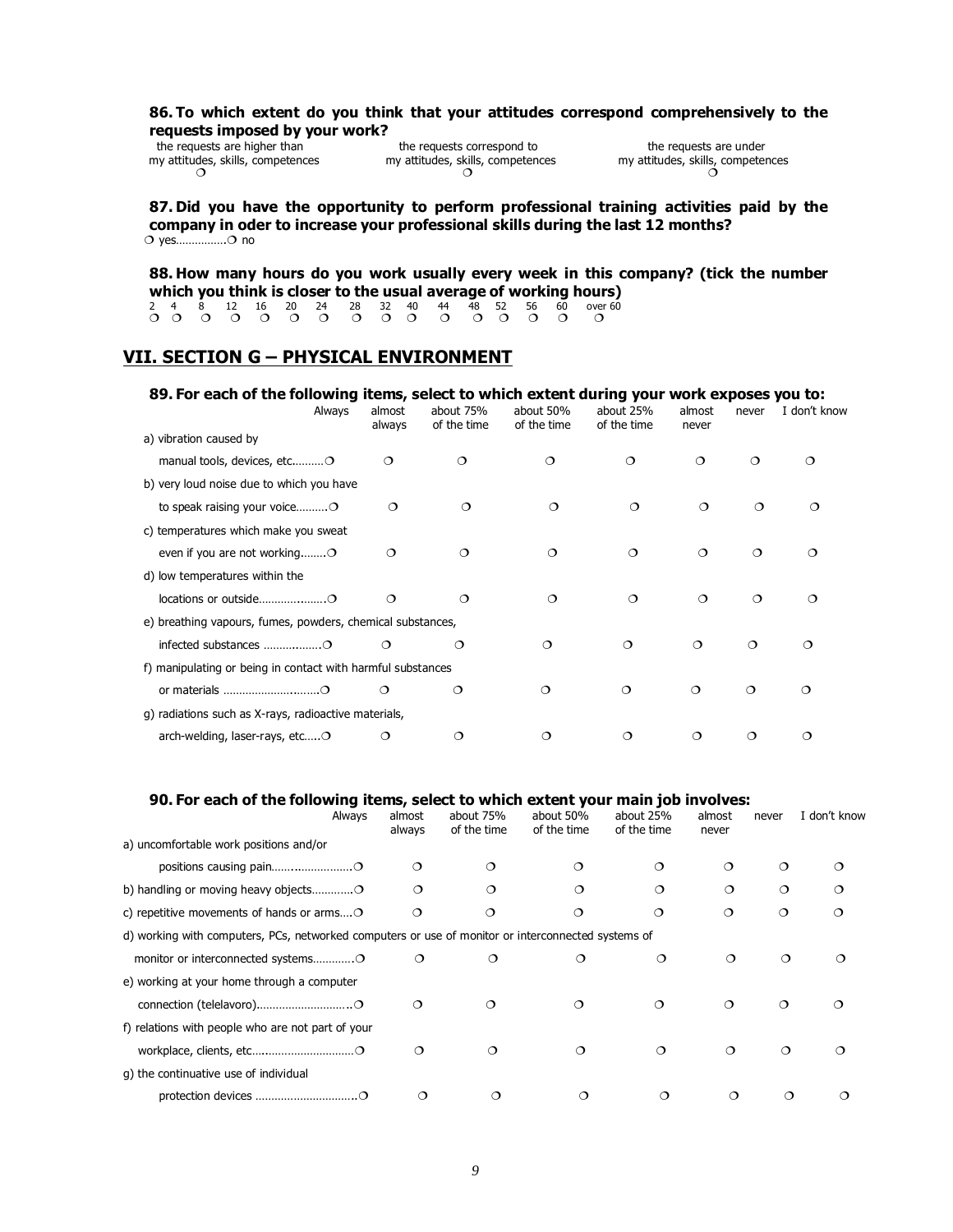**86. To which extent do you think that your attitudes correspond comprehensively to the requests imposed by your work?**

| the requests are higher than my attitudes, skills, competences | the requests correspond to my attitudes, skills, competences | the requests are under my attitudes, skills, competences |
|---|---|---|
| ❍ | ❍ | ❍ |

**87. Did you have the opportunity to perform professional training activities paid by the company in oder to increase your professional skills during the last 12 months?**

❍ yes……………❍ no

**88. How many hours do you work usually every week in this company? (tick the number which you think is closer to the usual average of working hours)**

| 2 | 4 | 8 | 12 | 16 | 20 | 24 | 28 | 32 | 40 | 44 | 48 | 52 | 56 | 60 | over 60 |
|---|---|---|---|---|---|---|---|---|---|---|---|---|---|---|---|
| ❍ | ❍ | ❍ | ❍ | ❍ | ❍ | ❍ | ❍ | ❍ | ❍ | ❍ | ❍ | ❍ | ❍ | ❍ | ❍ |

## VII. SECTION G – PHYSICAL ENVIRONMENT

**89. For each of the following items, select to which extent during your work exposes you to:**

| | Always | almost always | about 75% of the time | about 50% of the time | about 25% of the time | almost never | never | I don't know |
|---|---|---|---|---|---|---|---|---|
| a) vibration caused by manual tools, devices, etc………. | ❍ | ❍ | ❍ | ❍ | ❍ | ❍ | ❍ | ❍ |
| b) very loud noise due to which you have to speak raising your voice………. | ❍ | ❍ | ❍ | ❍ | ❍ | ❍ | ❍ | ❍ |
| c) temperatures which make you sweat even if you are not working…….. | ❍ | ❍ | ❍ | ❍ | ❍ | ❍ | ❍ | ❍ |
| d) low temperatures within the locations or outside……………… | ❍ | ❍ | ❍ | ❍ | ❍ | ❍ | ❍ | ❍ |
| e) breathing vapours, fumes, powders, chemical substances, infected substances ……………. | ❍ | ❍ | ❍ | ❍ | ❍ | ❍ | ❍ | ❍ |
| f) manipulating or being in contact with harmful substances or materials ……………………… | ❍ | ❍ | ❍ | ❍ | ❍ | ❍ | ❍ | ❍ |
| g) radiations such as X-rays, radioactive materials, arch-welding, laser-rays, etc….. | ❍ | ❍ | ❍ | ❍ | ❍ | ❍ | ❍ | ❍ |

**90. For each of the following items, select to which extent your main job involves:**

| | Always | almost always | about 75% of the time | about 50% of the time | about 25% of the time | almost never | never | I don't know |
|---|---|---|---|---|---|---|---|---|
| a) uncomfortable work positions and/or positions causing pain……………….. | ❍ | ❍ | ❍ | ❍ | ❍ | ❍ | ❍ | ❍ |
| b) handling or moving heavy objects………… | ❍ | ❍ | ❍ | ❍ | ❍ | ❍ | ❍ | ❍ |
| c) repetitive movements of hands or arms…. | ❍ | ❍ | ❍ | ❍ | ❍ | ❍ | ❍ | ❍ |
| d) working with computers, PCs, networked computers or use of monitor or interconnected systems of monitor or interconnected systems………… | ❍ | ❍ | ❍ | ❍ | ❍ | ❍ | ❍ | ❍ |
| e) working at your home through a computer connection (telelavoro)……………………….. | ❍ | ❍ | ❍ | ❍ | ❍ | ❍ | ❍ | ❍ |
| f) relations with people who are not part of your workplace, clients, etc…………………………. | ❍ | ❍ | ❍ | ❍ | ❍ | ❍ | ❍ | ❍ |
| g) the continuative use of individual protection devices ………………………….. | ❍ | ❍ | ❍ | ❍ | ❍ | ❍ | ❍ | ❍ |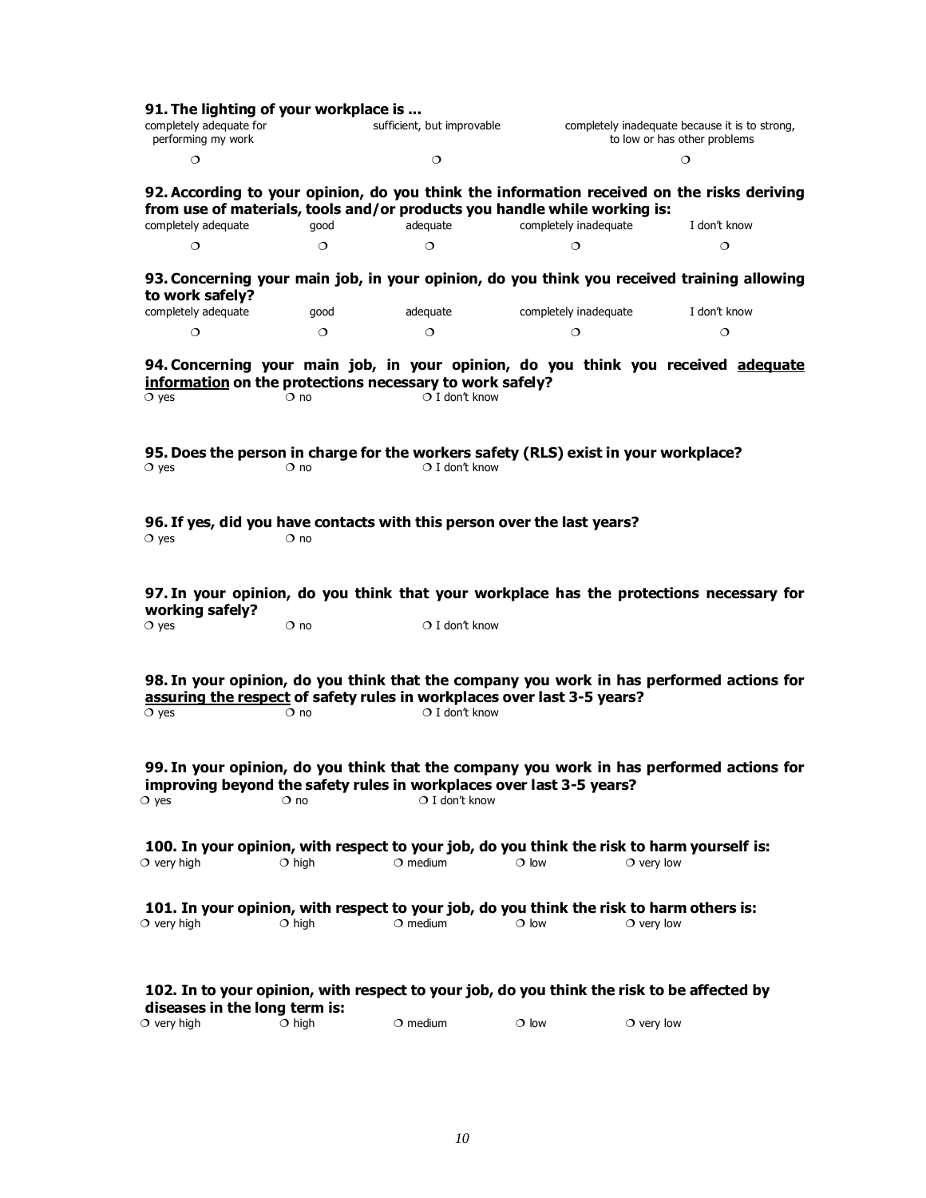**91. The lighting of your workplace is ...**

| completely adequate for performing my work | sufficient, but improvable | completely inadequate because it is to strong, to low or has other problems |
|---|---|---|
| ❍ | ❍ | ❍ |

**92. According to your opinion, do you think the information received on the risks deriving from use of materials, tools and/or products you handle while working is:**

| completely adequate | good | adequate | completely inadequate | I don't know |
|---|---|---|---|---|
| ❍ | ❍ | ❍ | ❍ | ❍ |

**93. Concerning your main job, in your opinion, do you think you received training allowing to work safely?**

| completely adequate | good | adequate | completely inadequate | I don't know |
|---|---|---|---|---|
| ❍ | ❍ | ❍ | ❍ | ❍ |

**94. Concerning your main job, in your opinion, do you think you received <u>adequate information</u> on the protections necessary to work safely?**

❍ yes ❍ no ❍ I don't know

**95. Does the person in charge for the workers safety (RLS) exist in your workplace?**

❍ yes ❍ no ❍ I don't know

**96. If yes, did you have contacts with this person over the last years?**

❍ yes ❍ no

**97. In your opinion, do you think that your workplace has the protections necessary for working safely?**

❍ yes ❍ no ❍ I don't know

**98. In your opinion, do you think that the company you work in has performed actions for <u>assuring the respect</u> of safety rules in workplaces over last 3-5 years?**

❍ yes ❍ no ❍ I don't know

**99. In your opinion, do you think that the company you work in has performed actions for improving beyond the safety rules in workplaces over last 3-5 years?**

❍ yes ❍ no ❍ I don't know

**100. In your opinion, with respect to your job, do you think the risk to harm yourself is:**

❍ very high ❍ high ❍ medium ❍ low ❍ very low

**101. In your opinion, with respect to your job, do you think the risk to harm others is:**

❍ very high ❍ high ❍ medium ❍ low ❍ very low

**102. In to your opinion, with respect to your job, do you think the risk to be affected by diseases in the long term is:**

❍ very high ❍ high ❍ medium ❍ low ❍ very low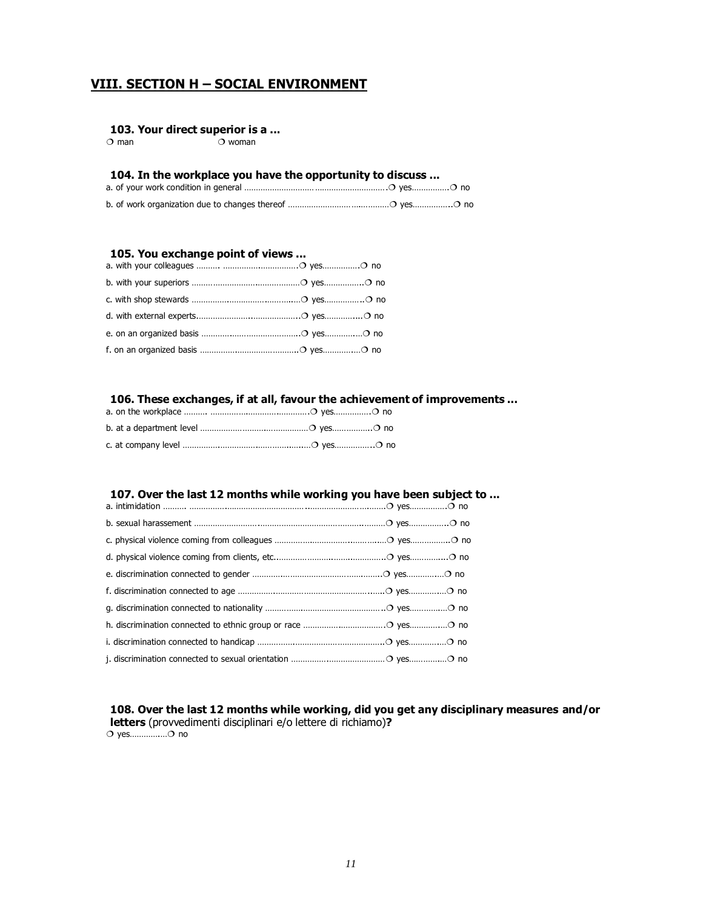## VIII. SECTION H – SOCIAL ENVIRONMENT

**103. Your direct superior is a ...**

❍ man ❍ woman

**104. In the workplace you have the opportunity to discuss ...**

a. of your work condition in general ................................................................❍ yes................❍ no

b. of work organization due to changes thereof ..................................................❍ yes................❍ no

**105. You exchange point of views ...**

a. with your colleagues ......... ..................................❍ yes................❍ no

b. with your superiors ..............................................❍ yes................❍ no

c. with shop stewards ..............................................❍ yes................❍ no

d. with external experts............................................❍ yes................❍ no

e. on an organized basis ..........................................❍ yes................❍ no

f. on an organized basis ..........................................❍ yes................❍ no

**106. These exchanges, if at all, favour the achievement of improvements ...**

a. on the workplace ......... .......................................❍ yes................❍ no

b. at a department level ...........................................❍ yes................❍ no

c. at company level .................................................❍ yes................❍ no

**107. Over the last 12 months while working you have been subject to ...**

a. intimidation ......... ..........................................................................❍ yes................❍ no

b. sexual harassment ..........................................................................❍ yes................❍ no

c. physical violence coming from colleagues ..............................................❍ yes................❍ no

d. physical violence coming from clients, etc...............................................❍ yes................❍ no

e. discrimination connected to gender ........................................................❍ yes................❍ no

f. discrimination connected to age .............................................................❍ yes................❍ no

g. discrimination connected to nationality ...................................................❍ yes................❍ no

h. discrimination connected to ethnic group or race ......................................❍ yes................❍ no

i. discrimination connected to handicap ......................................................❍ yes................❍ no

j. discrimination connected to sexual orientation ..........................................❍ yes................❍ no

**108. Over the last 12 months while working, did you get any disciplinary measures and/or letters** (provvedimenti disciplinari e/o lettere di richiamo)**?**

❍ yes................❍ no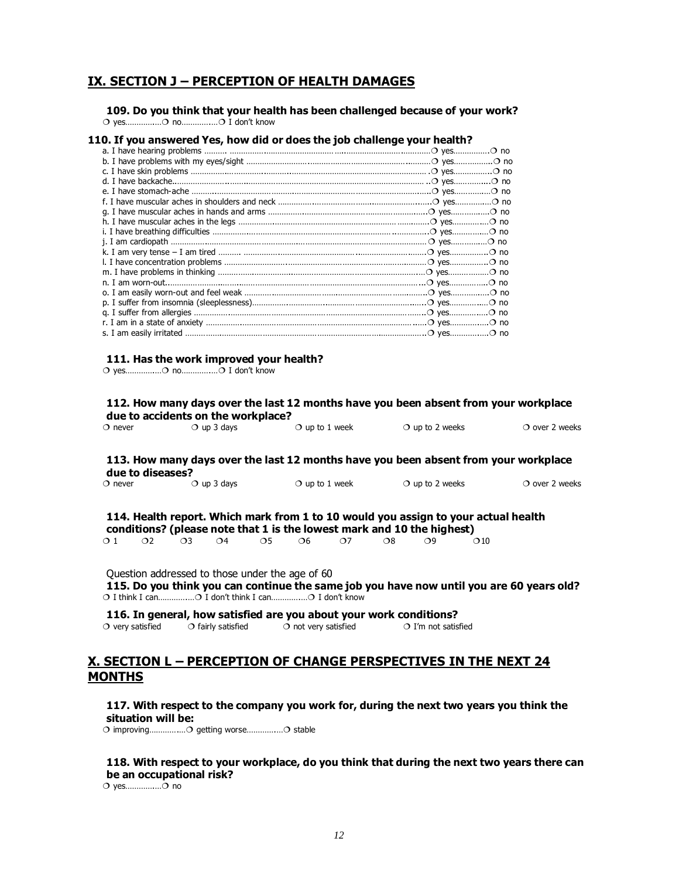## IX. SECTION J – PERCEPTION OF HEALTH DAMAGES

**109. Do you think that your health has been challenged because of your work?**

❍ yes…………….❍ no…………….❍ I don't know

**110. If you answered Yes, how did or does the job challenge your health?**

a. I have hearing problems ……………………………………………………………❍ yes…………….❍ no
b. I have problems with my eyes/sight ……………………………………………………❍ yes…………….❍ no
c. I have skin problems ……………………………………………………………………❍ yes…………….❍ no
d. I have backache……………………………………………………………………………❍ yes…………….❍ no
e. I have stomach-ache ……………………………………………………………………❍ yes…………….❍ no
f. I have muscular aches in shoulders and neck ……………………………………………❍ yes…………….❍ no
g. I have muscular aches in hands and arms ………………………………………………❍ yes…………….❍ no
h. I have muscular aches in the legs ………………………………………………………❍ yes…………….❍ no
i. I have breathing difficulties ………………………………………………………………❍ yes…………….❍ no
j. I am cardiopath ……………………………………………………………………………❍ yes…………….❍ no
k. I am very tense – I am tired ……………………………………………………………❍ yes…………….❍ no
l. I have concentration problems ……………………………………………………………❍ yes…………….❍ no
m. I have problems in thinking ……………………………………………………………❍ yes…………….❍ no
n. I am worn-out……………………………………………………………………………❍ yes…………….❍ no
o. I am easily worn-out and feel weak ………………………………………………………❍ yes…………….❍ no
p. I suffer from insomnia (sleeplessness)……………………………………………………❍ yes…………….❍ no
q. I suffer from allergies ……………………………………………………………………❍ yes…………….❍ no
r. I am in a state of anxiety …………………………………………………………………❍ yes…………….❍ no
s. I am easily irritated ………………………………………………………………………❍ yes…………….❍ no

**111. Has the work improved your health?**

❍ yes…………….❍ no…………….❍ I don't know

**112. How many days over the last 12 months have you been absent from your workplace due to accidents on the workplace?**

❍ never ❍ up 3 days ❍ up to 1 week ❍ up to 2 weeks ❍ over 2 weeks

**113. How many days over the last 12 months have you been absent from your workplace due to diseases?**

❍ never ❍ up 3 days ❍ up to 1 week ❍ up to 2 weeks ❍ over 2 weeks

**114. Health report. Which mark from 1 to 10 would you assign to your actual health conditions? (please note that 1 is the lowest mark and 10 the highest)**

❍ 1 ❍2 ❍3 ❍4 ❍5 ❍6 ❍7 ❍8 ❍9 ❍10

Question addressed to those under the age of 60

**115. Do you think you can continue the same job you have now until you are 60 years old?**

❍ I think I can…………….❍ I don't think I can…………….❍ I don't know

**116. In general, how satisfied are you about your work conditions?**

❍ very satisfied ❍ fairly satisfied ❍ not very satisfied ❍ I'm not satisfied

## X. SECTION L – PERCEPTION OF CHANGE PERSPECTIVES IN THE NEXT 24 MONTHS

**117. With respect to the company you work for, during the next two years you think the situation will be:**

❍ improving…………….❍ getting worse…………….❍ stable

**118. With respect to your workplace, do you think that during the next two years there can be an occupational risk?**

❍ yes…………….❍ no